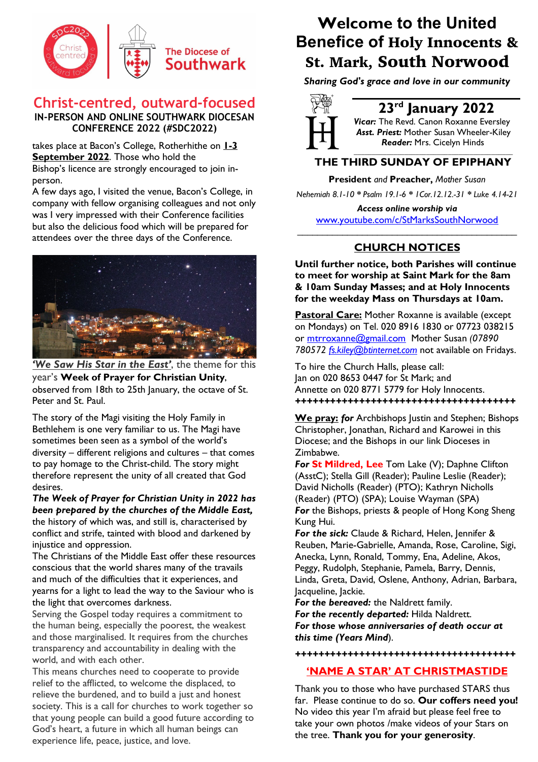The Diocese of Southwark

## Christ-centred, outward-focused

**IN-PERSON AND ONLINE SOUTHWARK DIOCESAN CONFERENCE 2022 (#SDC2022)**

takes place at Bacon's College, Rotherhithe on **1-3 September 2022**. Those who hold the Bishop's licence are strongly encouraged to join in-person.

A few days ago, I visited the venue, Bacon's College, in company with fellow organising colleagues and not only was I very impressed with their Conference facilities but also the delicious food which will be prepared for attendees over the three days of the Conference.

***'We Saw His Star in the East'***, the theme for this year's **Week of Prayer for Christian Unity**, observed from 18th to 25th January, the octave of St. Peter and St. Paul.

The story of the Magi visiting the Holy Family in Bethlehem is one very familiar to us. The Magi have sometimes been seen as a symbol of the world's diversity – different religions and cultures – that comes to pay homage to the Christ-child. The story might therefore represent the unity of all created that God desires.

***The Week of Prayer for Christian Unity in 2022 has been prepared by the churches of the Middle East,*** the history of which was, and still is, characterised by conflict and strife, tainted with blood and darkened by injustice and oppression.

The Christians of the Middle East offer these resources conscious that the world shares many of the travails and much of the difficulties that it experiences, and yearns for a light to lead the way to the Saviour who is the light that overcomes darkness.

Serving the Gospel today requires a commitment to the human being, especially the poorest, the weakest and those marginalised. It requires from the churches transparency and accountability in dealing with the world, and with each other.

This means churches need to cooperate to provide relief to the afflicted, to welcome the displaced, to relieve the burdened, and to build a just and honest society. This is a call for churches to work together so that young people can build a good future according to God's heart, a future in which all human beings can experience life, peace, justice, and love.

# Welcome to the United Benefice of Holy Innocents & St. Mark, South Norwood

***Sharing God's grace and love in our community***

## 23rd January 2022

***Vicar:*** The Revd. Canon Roxanne Eversley
***Asst. Priest:*** Mother Susan Wheeler-Kiley
***Reader:*** Mrs. Cicelyn Hinds

## THE THIRD SUNDAY OF EPIPHANY

**President** *and* **Preacher,** *Mother Susan*

*Nehemiah 8.1-10 * Psalm 19.1-6 * 1Cor.12.12.-31 * Luke 4.14-21*

***Access online worship via***
www.youtube.com/c/StMarksSouthNorwood

## CHURCH NOTICES

**Until further notice, both Parishes will continue to meet for worship at Saint Mark for the 8am & 10am Sunday Masses; and at Holy Innocents for the weekday Mass on Thursdays at 10am.**

**Pastoral Care:** Mother Roxanne is available (except on Mondays) on Tel. 020 8916 1830 or 07723 038215 or mtrroxanne@gmail.com Mother Susan *(07890 780572 fs.kiley@btinternet.com* not available on Fridays.

To hire the Church Halls, please call:
Jan on 020 8653 0447 for St Mark; and
Annette on 020 8771 5779 for Holy Innocents.

++++++++++++++++++++++++++++++++++++++

**We pray:** ***for*** Archbishops Justin and Stephen; Bishops Christopher, Jonathan, Richard and Karowei in this Diocese; and the Bishops in our link Dioceses in Zimbabwe.

***For* St Mildred, Lee** Tom Lake (V); Daphne Clifton (AsstC); Stella Gill (Reader); Pauline Leslie (Reader); David Nicholls (Reader) (PTO); Kathryn Nicholls (Reader) (PTO) (SPA); Louise Wayman (SPA)

***For*** the Bishops, priests & people of Hong Kong Sheng Kung Hui.

***For the sick:*** Claude & Richard, Helen, Jennifer & Reuben, Marie-Gabrielle, Amanda, Rose, Caroline, Sigi, Anecka, Lynn, Ronald, Tommy, Ena, Adeline, Akos, Peggy, Rudolph, Stephanie, Pamela, Barry, Dennis, Linda, Greta, David, Oslene, Anthony, Adrian, Barbara, Jacqueline, Jackie.

***For the bereaved:*** the Naldrett family.

***For the recently departed:*** Hilda Naldrett.

***For those whose anniversaries of death occur at this time (Years Mind).***

++++++++++++++++++++++++++++++++++++++

## 'NAME A STAR' AT CHRISTMASTIDE

Thank you to those who have purchased STARS thus far. Please continue to do so. **Our coffers need you!** No video this year I'm afraid but please feel free to take your own photos /make videos of your Stars on the tree. **Thank you for your generosity**.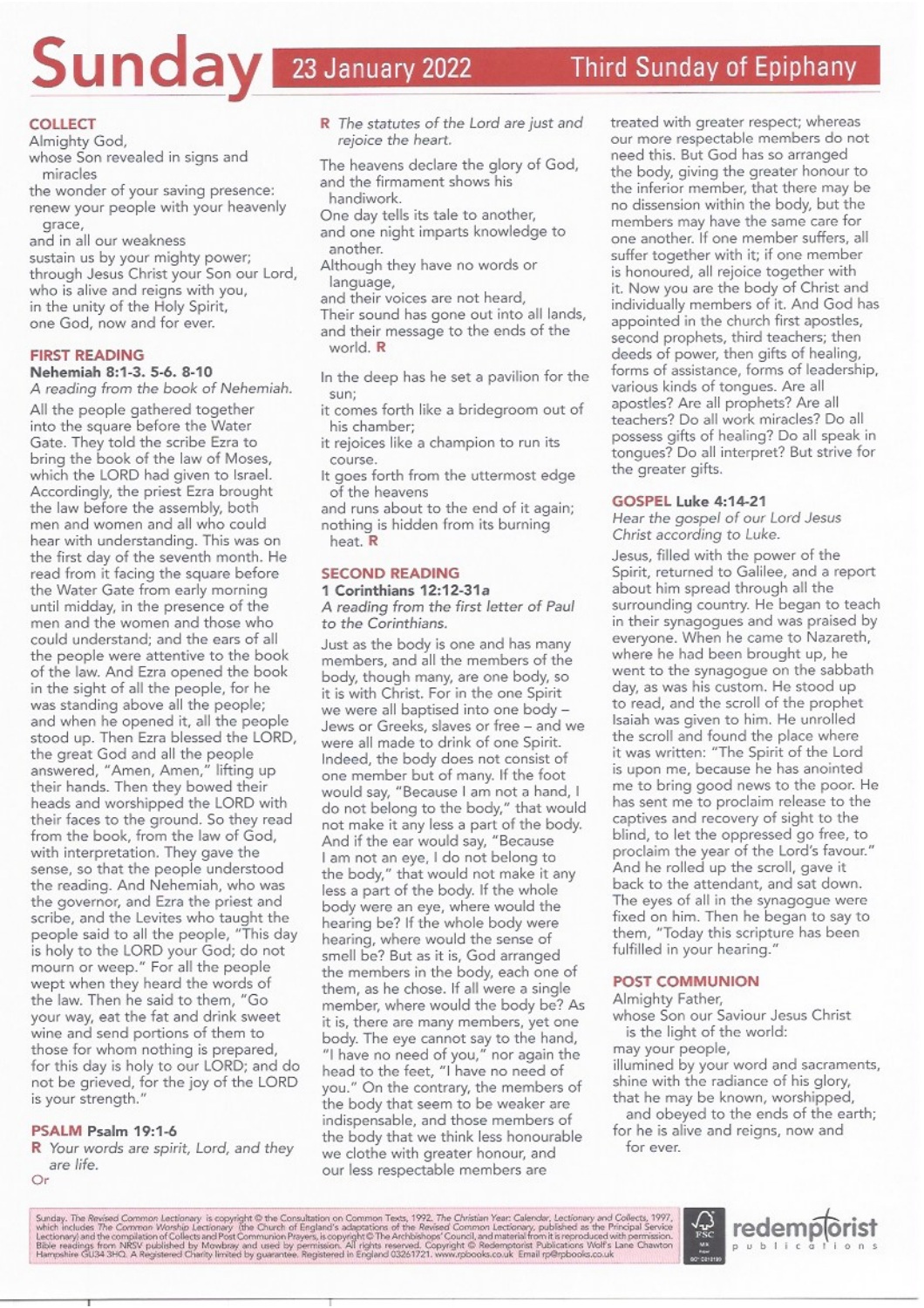# Sunday

## 23 January 2022 — Third Sunday of Epiphany

### COLLECT

Almighty God,
whose Son revealed in signs and miracles
the wonder of your saving presence:
renew your people with your heavenly grace,
and in all our weakness
sustain us by your mighty power;
through Jesus Christ your Son our Lord,
who is alive and reigns with you,
in the unity of the Holy Spirit,
one God, now and for ever.

### FIRST READING

**Nehemiah 8:1-3. 5-6. 8-10**

*A reading from the book of Nehemiah.*

All the people gathered together into the square before the Water Gate. They told the scribe Ezra to bring the book of the law of Moses, which the LORD had given to Israel. Accordingly, the priest Ezra brought the law before the assembly, both men and women and all who could hear with understanding. This was on the first day of the seventh month. He read from it facing the square before the Water Gate from early morning until midday, in the presence of the men and the women and those who could understand; and the ears of all the people were attentive to the book of the law. And Ezra opened the book in the sight of all the people, for he was standing above all the people; and when he opened it, all the people stood up. Then Ezra blessed the LORD, the great God and all the people answered, "Amen, Amen," lifting up their hands. Then they bowed their heads and worshipped the LORD with their faces to the ground. So they read from the book, from the law of God, with interpretation. They gave the sense, so that the people understood the reading. And Nehemiah, who was the governor, and Ezra the priest and scribe, and the Levites who taught the people said to all the people, "This day is holy to the LORD your God; do not mourn or weep." For all the people wept when they heard the words of the law. Then he said to them, "Go your way, eat the fat and drink sweet wine and send portions of them to those for whom nothing is prepared, for this day is holy to our LORD; and do not be grieved, for the joy of the LORD is your strength."

### PSALM Psalm 19:1-6

**R** *Your words are spirit, Lord, and they are life.*

Or

**R** *The statutes of the Lord are just and rejoice the heart.*

The heavens declare the glory of God,
and the firmament shows his handiwork.
One day tells its tale to another,
and one night imparts knowledge to another.
Although they have no words or language,
and their voices are not heard,
Their sound has gone out into all lands,
and their message to the ends of the world. **R**

In the deep has he set a pavilion for the sun;
it comes forth like a bridegroom out of his chamber;
it rejoices like a champion to run its course.
It goes forth from the uttermost edge of the heavens
and runs about to the end of it again;
nothing is hidden from its burning heat. **R**

### SECOND READING

**1 Corinthians 12:12-31a**

*A reading from the first letter of Paul to the Corinthians.*

Just as the body is one and has many members, and all the members of the body, though many, are one body, so it is with Christ. For in the one Spirit we were all baptised into one body – Jews or Greeks, slaves or free – and we were all made to drink of one Spirit. Indeed, the body does not consist of one member but of many. If the foot would say, "Because I am not a hand, I do not belong to the body," that would not make it any less a part of the body. And if the ear would say, "Because I am not an eye, I do not belong to the body," that would not make it any less a part of the body. If the whole body were an eye, where would the hearing be? If the whole body were hearing, where would the sense of smell be? But as it is, God arranged the members in the body, each one of them, as he chose. If all were a single member, where would the body be? As it is, there are many members, yet one body. The eye cannot say to the hand, "I have no need of you," nor again the head to the feet, "I have no need of you." On the contrary, the members of the body that seem to be weaker are indispensable, and those members of the body that we think less honourable we clothe with greater honour, and our less respectable members are treated with greater respect; whereas our more respectable members do not need this. But God has so arranged the body, giving the greater honour to the inferior member, that there may be no dissension within the body, but the members may have the same care for one another. If one member suffers, all suffer together with it; if one member is honoured, all rejoice together with it. Now you are the body of Christ and individually members of it. And God has appointed in the church first apostles, second prophets, third teachers; then deeds of power, then gifts of healing, forms of assistance, forms of leadership, various kinds of tongues. Are all apostles? Are all prophets? Are all teachers? Do all work miracles? Do all possess gifts of healing? Do all speak in tongues? Do all interpret? But strive for the greater gifts.

### GOSPEL Luke 4:14-21

*Hear the gospel of our Lord Jesus Christ according to Luke.*

Jesus, filled with the power of the Spirit, returned to Galilee, and a report about him spread through all the surrounding country. He began to teach in their synagogues and was praised by everyone. When he came to Nazareth, where he had been brought up, he went to the synagogue on the sabbath day, as was his custom. He stood up to read, and the scroll of the prophet Isaiah was given to him. He unrolled the scroll and found the place where it was written: "The Spirit of the Lord is upon me, because he has anointed me to bring good news to the poor. He has sent me to proclaim release to the captives and recovery of sight to the blind, to let the oppressed go free, to proclaim the year of the Lord's favour." And he rolled up the scroll, gave it back to the attendant, and sat down. The eyes of all in the synagogue were fixed on him. Then he began to say to them, "Today this scripture has been fulfilled in your hearing."

### POST COMMUNION

Almighty Father,
whose Son our Saviour Jesus Christ is the light of the world:
may your people,
illumined by your word and sacraments,
shine with the radiance of his glory,
that he may be known, worshipped,
and obeyed to the ends of the earth;
for he is alive and reigns, now and for ever.

Sunday. The Revised Common Lectionary is copyright © the Consultation on Common Texts, 1992. The Christian Year: Calendar, Lectionary and Collects, 1997, which includes The Common Worship Lectionary (the Church of England's adaptations of the Revised Common Lectionary, published as the Principal Service Lectionary) and the compilation of Collects and Post Communion Prayers, is copyright © The Archbishops' Council, and material from it is reproduced with permission. Bible readings from NRSV published by Mowbray and used by permission. All rights reserved. Copyright © Redemptorist Publications Wolf's Lane Chawton Hampshire GU34 3HQ. A Registered Charity limited by guarantee. Registered in England 03261721. www.rpbooks.co.uk Email rp@rpbooks.co.uk

redemptorist publications